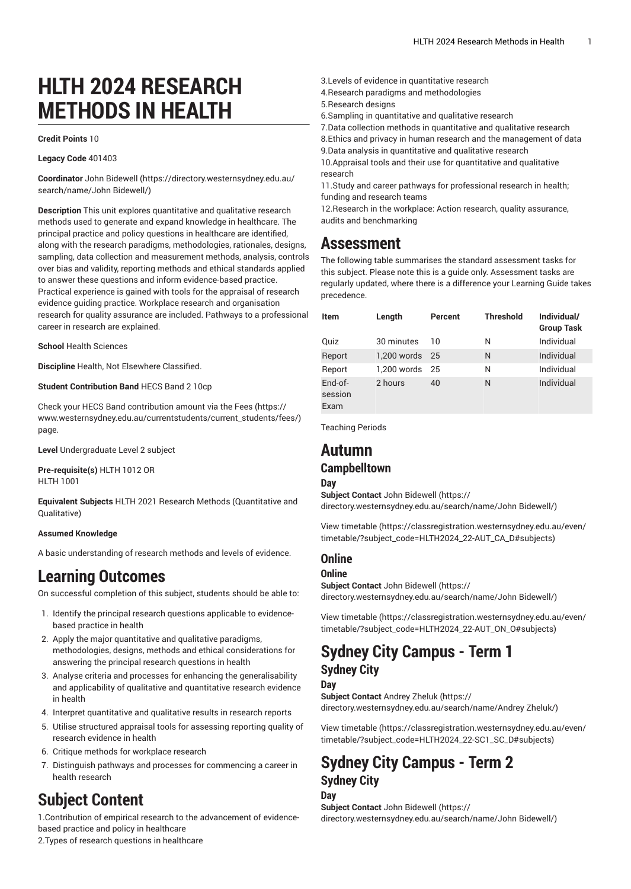# HLTH 2024 RESEARCH METHODS IN HEALTH

**Credit Points** 10

**Legacy Code** 401403

**Coordinator** John Bidewell (https://directory.westernsydney.edu.au/search/name/John Bidewell/)

**Description** This unit explores quantitative and qualitative research methods used to generate and expand knowledge in healthcare. The principal practice and policy questions in healthcare are identified, along with the research paradigms, methodologies, rationales, designs, sampling, data collection and measurement methods, analysis, controls over bias and validity, reporting methods and ethical standards applied to answer these questions and inform evidence-based practice. Practical experience is gained with tools for the appraisal of research evidence guiding practice. Workplace research and organisation research for quality assurance are included. Pathways to a professional career in research are explained.

**School** Health Sciences

**Discipline** Health, Not Elsewhere Classified.

**Student Contribution Band** HECS Band 2 10cp

Check your HECS Band contribution amount via the Fees (https://www.westernsydney.edu.au/currentstudents/current_students/fees/) page.

**Level** Undergraduate Level 2 subject

**Pre-requisite(s)** HLTH 1012 OR
HLTH 1001

**Equivalent Subjects** HLTH 2021 Research Methods (Quantitative and Qualitative)

**Assumed Knowledge**

A basic understanding of research methods and levels of evidence.

## Learning Outcomes

On successful completion of this subject, students should be able to:

1. Identify the principal research questions applicable to evidence-based practice in health
2. Apply the major quantitative and qualitative paradigms, methodologies, designs, methods and ethical considerations for answering the principal research questions in health
3. Analyse criteria and processes for enhancing the generalisability and applicability of qualitative and quantitative research evidence in health
4. Interpret quantitative and qualitative results in research reports
5. Utilise structured appraisal tools for assessing reporting quality of research evidence in health
6. Critique methods for workplace research
7. Distinguish pathways and processes for commencing a career in health research

## Subject Content

1.Contribution of empirical research to the advancement of evidence-based practice and policy in healthcare
2.Types of research questions in healthcare
3.Levels of evidence in quantitative research
4.Research paradigms and methodologies
5.Research designs
6.Sampling in quantitative and qualitative research
7.Data collection methods in quantitative and qualitative research
8.Ethics and privacy in human research and the management of data
9.Data analysis in quantitative and qualitative research
10.Appraisal tools and their use for quantitative and qualitative research
11.Study and career pathways for professional research in health; funding and research teams
12.Research in the workplace: Action research, quality assurance, audits and benchmarking

## Assessment

The following table summarises the standard assessment tasks for this subject. Please note this is a guide only. Assessment tasks are regularly updated, where there is a difference your Learning Guide takes precedence.

| Item | Length | Percent | Threshold | Individual/ Group Task |
|---|---|---|---|---|
| Quiz | 30 minutes | 10 | N | Individual |
| Report | 1,200 words | 25 | N | Individual |
| Report | 1,200 words | 25 | N | Individual |
| End-of-session Exam | 2 hours | 40 | N | Individual |

Teaching Periods

## Autumn

### Campbelltown

#### Day

**Subject Contact** John Bidewell (https://directory.westernsydney.edu.au/search/name/John Bidewell/)

View timetable (https://classregistration.westernsydney.edu.au/even/timetable/?subject_code=HLTH2024_22-AUT_CA_D#subjects)

### Online

#### Online

**Subject Contact** John Bidewell (https://directory.westernsydney.edu.au/search/name/John Bidewell/)

View timetable (https://classregistration.westernsydney.edu.au/even/timetable/?subject_code=HLTH2024_22-AUT_ON_O#subjects)

## Sydney City Campus - Term 1

### Sydney City

#### Day

**Subject Contact** Andrey Zheluk (https://directory.westernsydney.edu.au/search/name/Andrey Zheluk/)

View timetable (https://classregistration.westernsydney.edu.au/even/timetable/?subject_code=HLTH2024_22-SC1_SC_D#subjects)

## Sydney City Campus - Term 2

### Sydney City

#### Day

**Subject Contact** John Bidewell (https://directory.westernsydney.edu.au/search/name/John Bidewell/)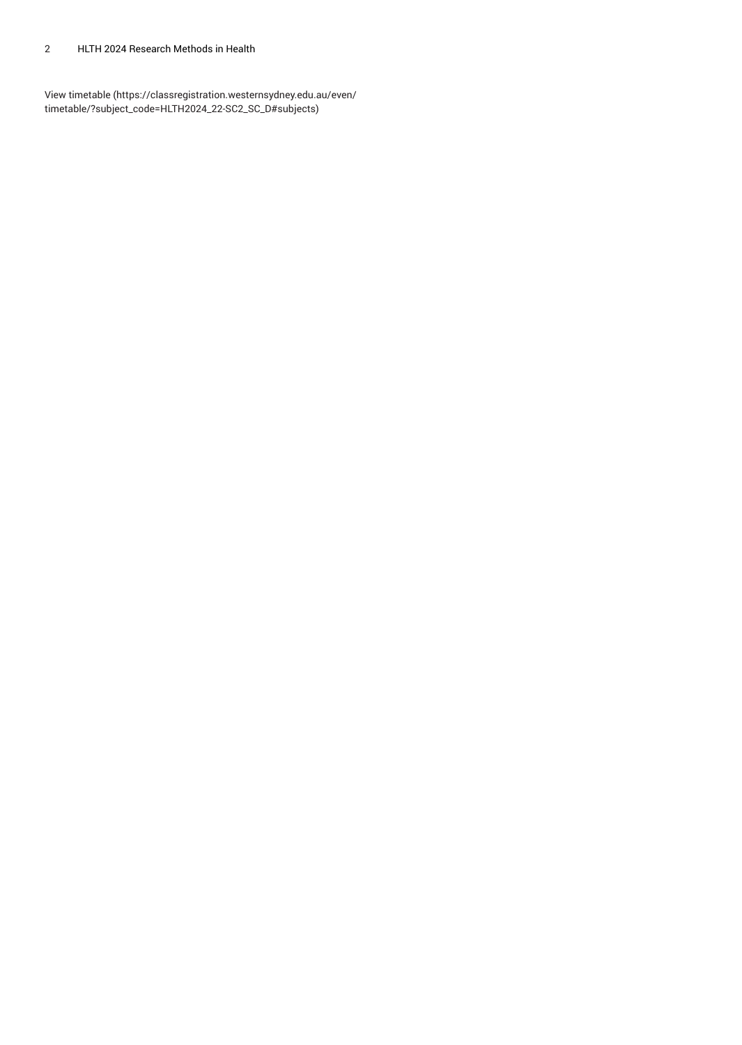View timetable (https://classregistration.westernsydney.edu.au/even/timetable/?subject_code=HLTH2024_22-SC2_SC_D#subjects)